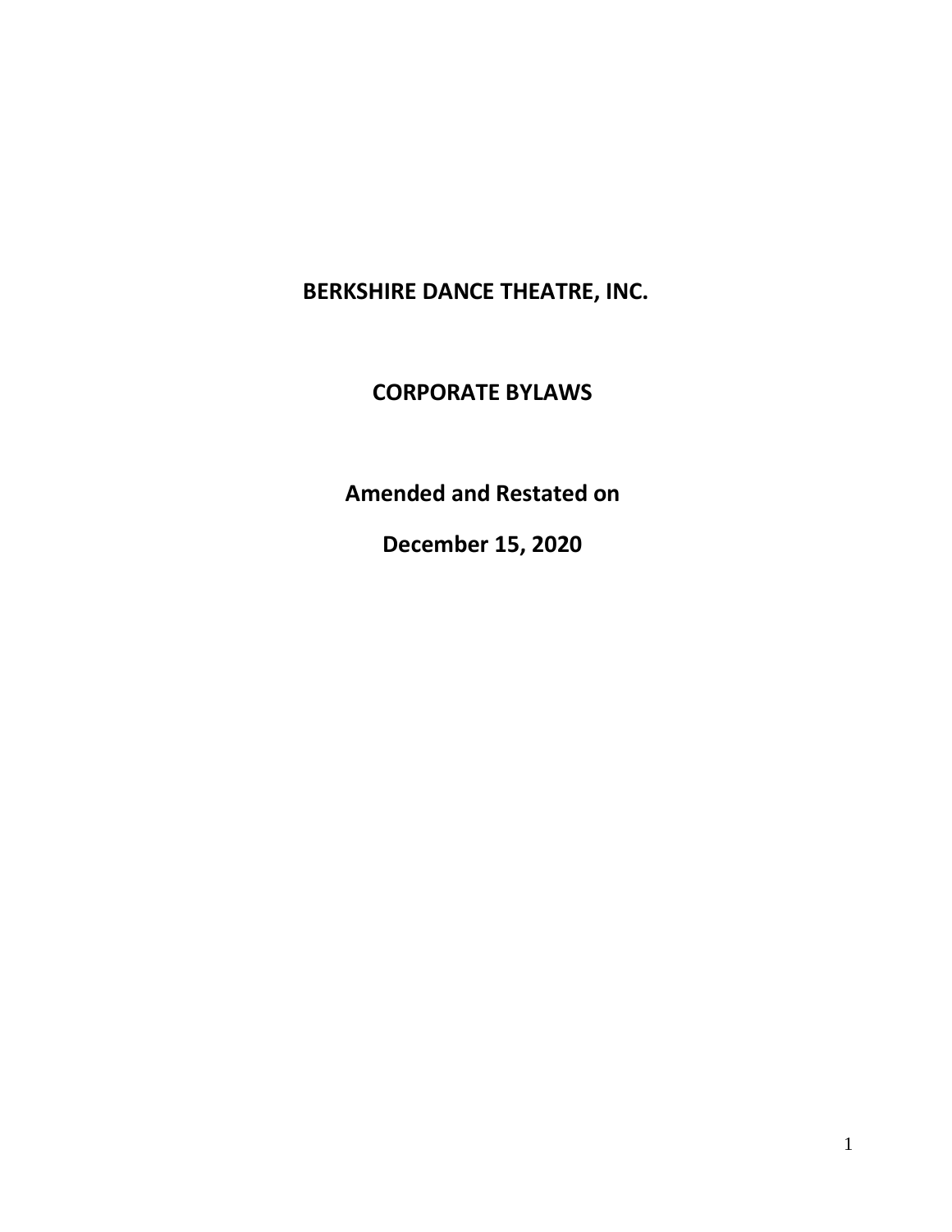# BERKSHIRE DANCE THEATRE, INC.

## CORPORATE BYLAWS

**Amended and Restated on**

**December 15, 2020**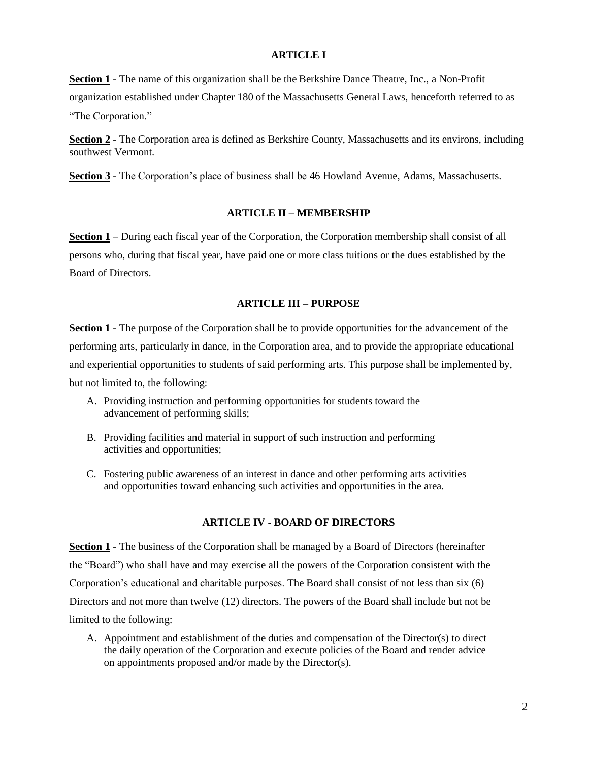## ARTICLE I

**Section 1** - The name of this organization shall be the Berkshire Dance Theatre, Inc., a Non-Profit organization established under Chapter 180 of the Massachusetts General Laws, henceforth referred to as "The Corporation."

**Section 2** - The Corporation area is defined as Berkshire County, Massachusetts and its environs, including southwest Vermont.

**Section 3** - The Corporation's place of business shall be 46 Howland Avenue, Adams, Massachusetts.

## ARTICLE II – MEMBERSHIP

**Section 1** – During each fiscal year of the Corporation, the Corporation membership shall consist of all persons who, during that fiscal year, have paid one or more class tuitions or the dues established by the Board of Directors.

## ARTICLE III – PURPOSE

**Section 1** - The purpose of the Corporation shall be to provide opportunities for the advancement of the performing arts, particularly in dance, in the Corporation area, and to provide the appropriate educational and experiential opportunities to students of said performing arts. This purpose shall be implemented by, but not limited to, the following:

A. Providing instruction and performing opportunities for students toward the advancement of performing skills;

B. Providing facilities and material in support of such instruction and performing activities and opportunities;

C. Fostering public awareness of an interest in dance and other performing arts activities and opportunities toward enhancing such activities and opportunities in the area.

## ARTICLE IV - BOARD OF DIRECTORS

**Section 1** - The business of the Corporation shall be managed by a Board of Directors (hereinafter the "Board") who shall have and may exercise all the powers of the Corporation consistent with the Corporation's educational and charitable purposes. The Board shall consist of not less than six (6) Directors and not more than twelve (12) directors. The powers of the Board shall include but not be limited to the following:

A. Appointment and establishment of the duties and compensation of the Director(s) to direct the daily operation of the Corporation and execute policies of the Board and render advice on appointments proposed and/or made by the Director(s).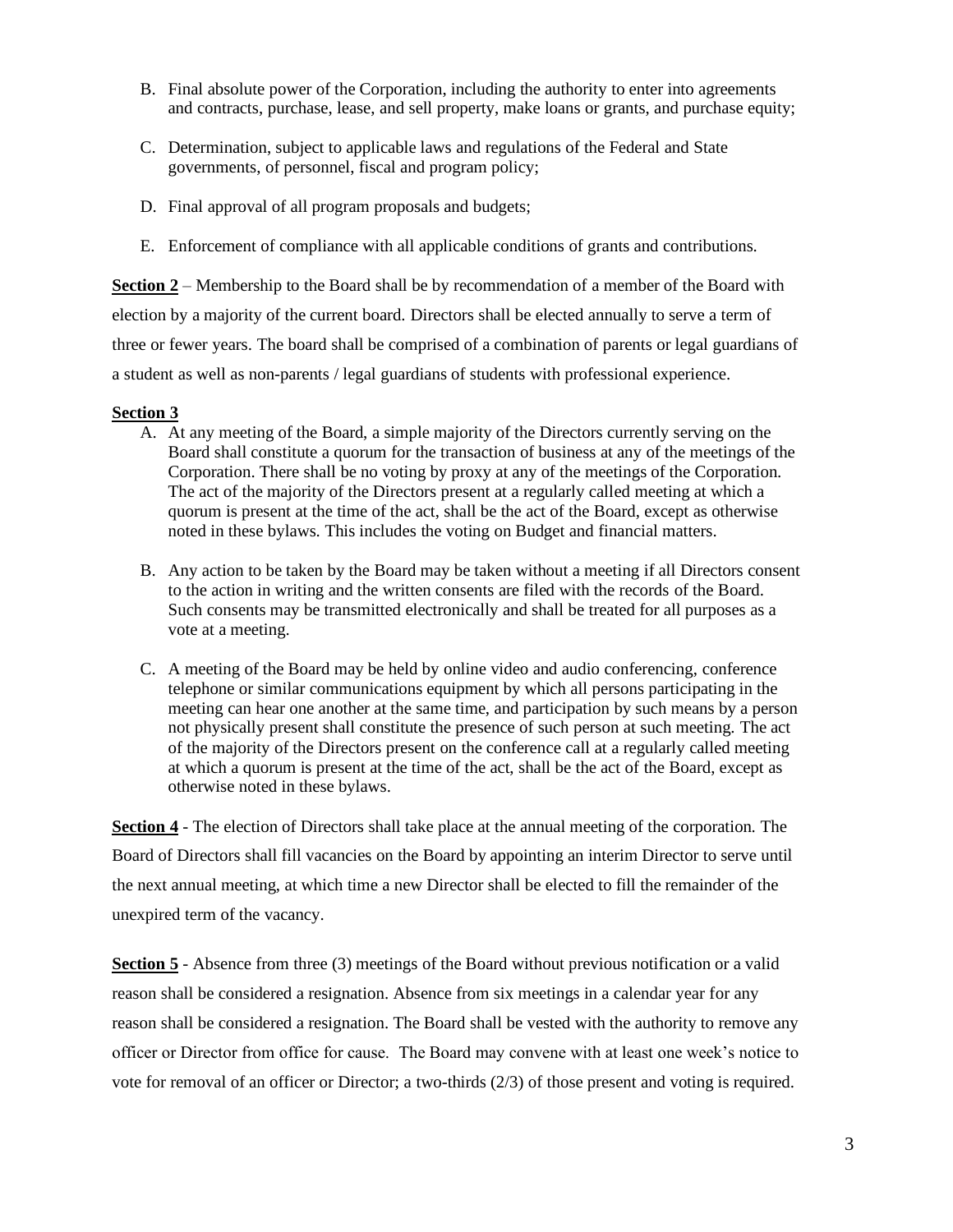B. Final absolute power of the Corporation, including the authority to enter into agreements and contracts, purchase, lease, and sell property, make loans or grants, and purchase equity;

C. Determination, subject to applicable laws and regulations of the Federal and State governments, of personnel, fiscal and program policy;

D. Final approval of all program proposals and budgets;

E. Enforcement of compliance with all applicable conditions of grants and contributions.

**Section 2** – Membership to the Board shall be by recommendation of a member of the Board with election by a majority of the current board. Directors shall be elected annually to serve a term of three or fewer years. The board shall be comprised of a combination of parents or legal guardians of a student as well as non-parents / legal guardians of students with professional experience.

**Section 3**

A. At any meeting of the Board, a simple majority of the Directors currently serving on the Board shall constitute a quorum for the transaction of business at any of the meetings of the Corporation. There shall be no voting by proxy at any of the meetings of the Corporation. The act of the majority of the Directors present at a regularly called meeting at which a quorum is present at the time of the act, shall be the act of the Board, except as otherwise noted in these bylaws. This includes the voting on Budget and financial matters.

B. Any action to be taken by the Board may be taken without a meeting if all Directors consent to the action in writing and the written consents are filed with the records of the Board. Such consents may be transmitted electronically and shall be treated for all purposes as a vote at a meeting.

C. A meeting of the Board may be held by online video and audio conferencing, conference telephone or similar communications equipment by which all persons participating in the meeting can hear one another at the same time, and participation by such means by a person not physically present shall constitute the presence of such person at such meeting. The act of the majority of the Directors present on the conference call at a regularly called meeting at which a quorum is present at the time of the act, shall be the act of the Board, except as otherwise noted in these bylaws.

**Section 4** - The election of Directors shall take place at the annual meeting of the corporation. The Board of Directors shall fill vacancies on the Board by appointing an interim Director to serve until the next annual meeting, at which time a new Director shall be elected to fill the remainder of the unexpired term of the vacancy.

**Section 5** - Absence from three (3) meetings of the Board without previous notification or a valid reason shall be considered a resignation. Absence from six meetings in a calendar year for any reason shall be considered a resignation. The Board shall be vested with the authority to remove any officer or Director from office for cause. The Board may convene with at least one week's notice to vote for removal of an officer or Director; a two-thirds (2/3) of those present and voting is required.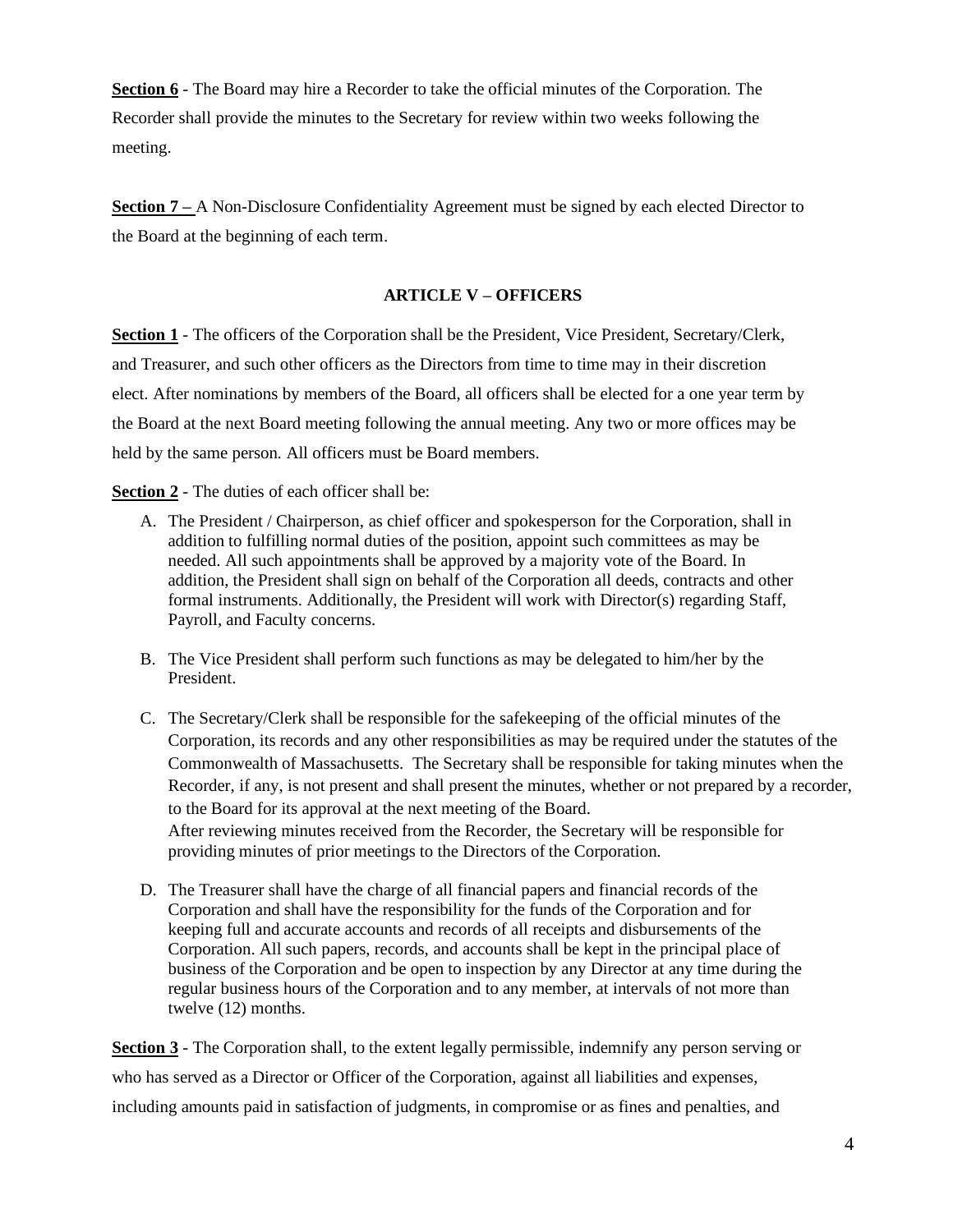**Section 6** - The Board may hire a Recorder to take the official minutes of the Corporation. The Recorder shall provide the minutes to the Secretary for review within two weeks following the meeting.

**Section 7 –** A Non-Disclosure Confidentiality Agreement must be signed by each elected Director to the Board at the beginning of each term.

## ARTICLE V – OFFICERS

**Section 1** - The officers of the Corporation shall be the President, Vice President, Secretary/Clerk, and Treasurer, and such other officers as the Directors from time to time may in their discretion elect. After nominations by members of the Board, all officers shall be elected for a one year term by the Board at the next Board meeting following the annual meeting. Any two or more offices may be held by the same person. All officers must be Board members.

**Section 2** - The duties of each officer shall be:

A. The President / Chairperson, as chief officer and spokesperson for the Corporation, shall in addition to fulfilling normal duties of the position, appoint such committees as may be needed. All such appointments shall be approved by a majority vote of the Board. In addition, the President shall sign on behalf of the Corporation all deeds, contracts and other formal instruments. Additionally, the President will work with Director(s) regarding Staff, Payroll, and Faculty concerns.

B. The Vice President shall perform such functions as may be delegated to him/her by the President.

C. The Secretary/Clerk shall be responsible for the safekeeping of the official minutes of the Corporation, its records and any other responsibilities as may be required under the statutes of the Commonwealth of Massachusetts. The Secretary shall be responsible for taking minutes when the Recorder, if any, is not present and shall present the minutes, whether or not prepared by a recorder, to the Board for its approval at the next meeting of the Board.
After reviewing minutes received from the Recorder, the Secretary will be responsible for providing minutes of prior meetings to the Directors of the Corporation.

D. The Treasurer shall have the charge of all financial papers and financial records of the Corporation and shall have the responsibility for the funds of the Corporation and for keeping full and accurate accounts and records of all receipts and disbursements of the Corporation. All such papers, records, and accounts shall be kept in the principal place of business of the Corporation and be open to inspection by any Director at any time during the regular business hours of the Corporation and to any member, at intervals of not more than twelve (12) months.

**Section 3** - The Corporation shall, to the extent legally permissible, indemnify any person serving or who has served as a Director or Officer of the Corporation, against all liabilities and expenses, including amounts paid in satisfaction of judgments, in compromise or as fines and penalties, and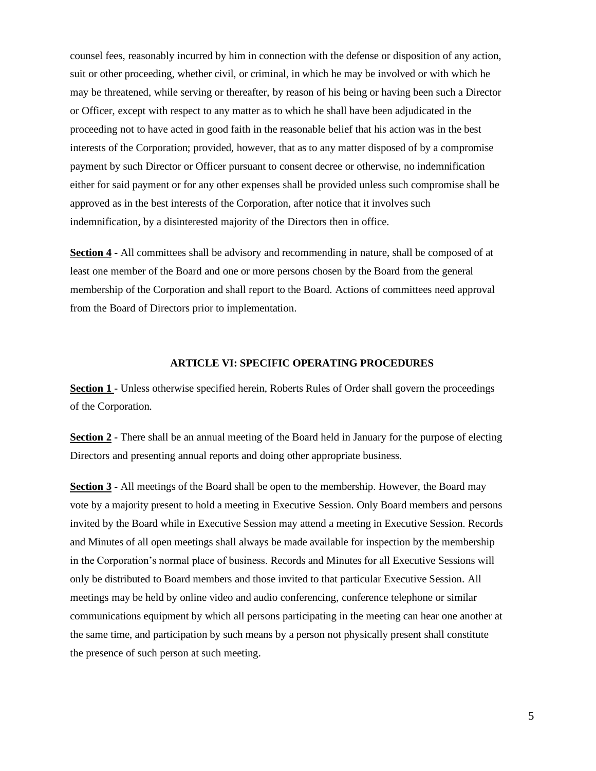counsel fees, reasonably incurred by him in connection with the defense or disposition of any action, suit or other proceeding, whether civil, or criminal, in which he may be involved or with which he may be threatened, while serving or thereafter, by reason of his being or having been such a Director or Officer, except with respect to any matter as to which he shall have been adjudicated in the proceeding not to have acted in good faith in the reasonable belief that his action was in the best interests of the Corporation; provided, however, that as to any matter disposed of by a compromise payment by such Director or Officer pursuant to consent decree or otherwise, no indemnification either for said payment or for any other expenses shall be provided unless such compromise shall be approved as in the best interests of the Corporation, after notice that it involves such indemnification, by a disinterested majority of the Directors then in office.

**Section 4** - All committees shall be advisory and recommending in nature, shall be composed of at least one member of the Board and one or more persons chosen by the Board from the general membership of the Corporation and shall report to the Board. Actions of committees need approval from the Board of Directors prior to implementation.

## ARTICLE VI: SPECIFIC OPERATING PROCEDURES

**Section 1** - Unless otherwise specified herein, Roberts Rules of Order shall govern the proceedings of the Corporation.

**Section 2** - There shall be an annual meeting of the Board held in January for the purpose of electing Directors and presenting annual reports and doing other appropriate business.

**Section 3** - All meetings of the Board shall be open to the membership. However, the Board may vote by a majority present to hold a meeting in Executive Session. Only Board members and persons invited by the Board while in Executive Session may attend a meeting in Executive Session. Records and Minutes of all open meetings shall always be made available for inspection by the membership in the Corporation's normal place of business. Records and Minutes for all Executive Sessions will only be distributed to Board members and those invited to that particular Executive Session. All meetings may be held by online video and audio conferencing, conference telephone or similar communications equipment by which all persons participating in the meeting can hear one another at the same time, and participation by such means by a person not physically present shall constitute the presence of such person at such meeting.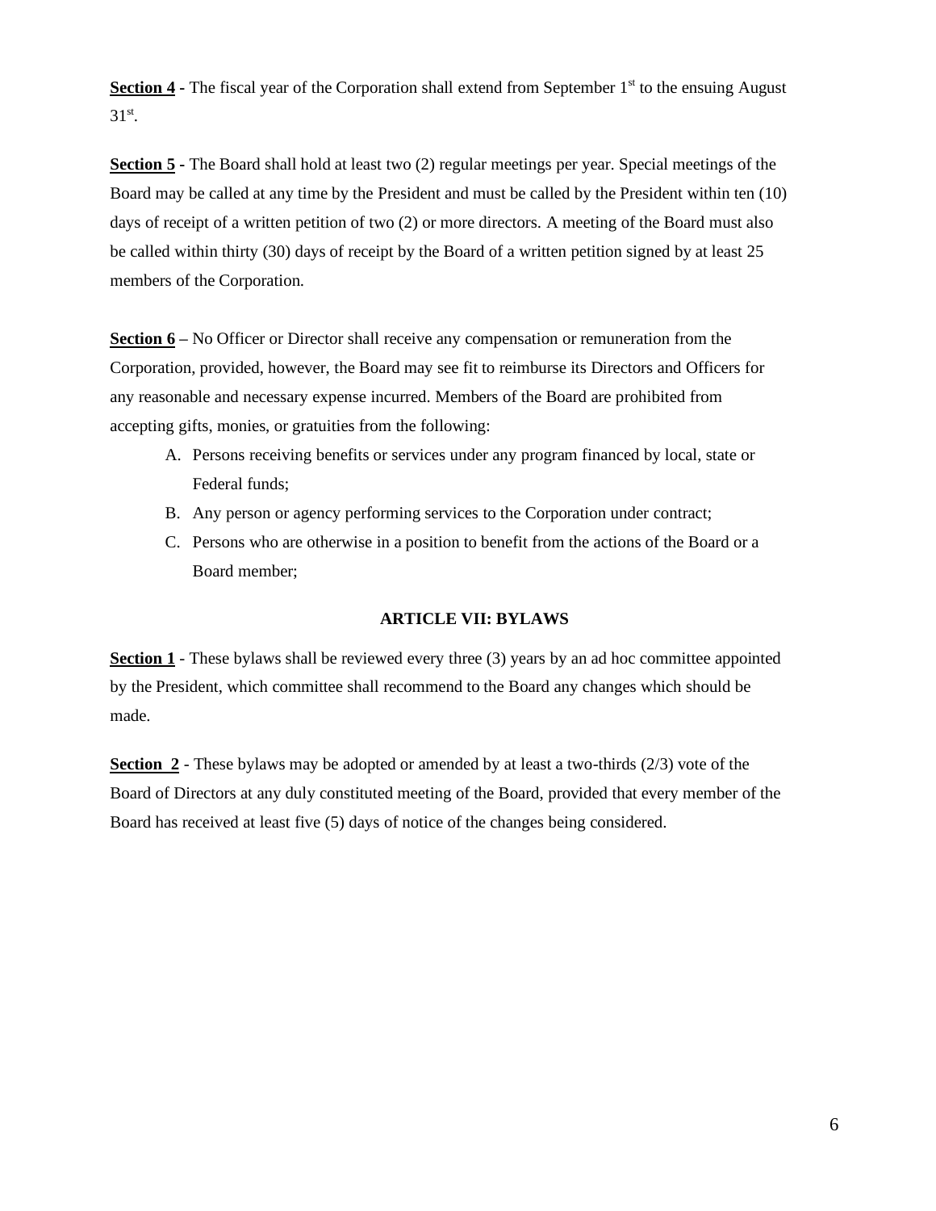**Section 4** - The fiscal year of the Corporation shall extend from September 1st to the ensuing August 31st.

**Section 5** - The Board shall hold at least two (2) regular meetings per year. Special meetings of the Board may be called at any time by the President and must be called by the President within ten (10) days of receipt of a written petition of two (2) or more directors. A meeting of the Board must also be called within thirty (30) days of receipt by the Board of a written petition signed by at least 25 members of the Corporation.

**Section 6** – No Officer or Director shall receive any compensation or remuneration from the Corporation, provided, however, the Board may see fit to reimburse its Directors and Officers for any reasonable and necessary expense incurred. Members of the Board are prohibited from accepting gifts, monies, or gratuities from the following:

A. Persons receiving benefits or services under any program financed by local, state or Federal funds;
B. Any person or agency performing services to the Corporation under contract;
C. Persons who are otherwise in a position to benefit from the actions of the Board or a Board member;

## ARTICLE VII: BYLAWS

**Section 1** - These bylaws shall be reviewed every three (3) years by an ad hoc committee appointed by the President, which committee shall recommend to the Board any changes which should be made.

**Section 2** - These bylaws may be adopted or amended by at least a two-thirds (2/3) vote of the Board of Directors at any duly constituted meeting of the Board, provided that every member of the Board has received at least five (5) days of notice of the changes being considered.